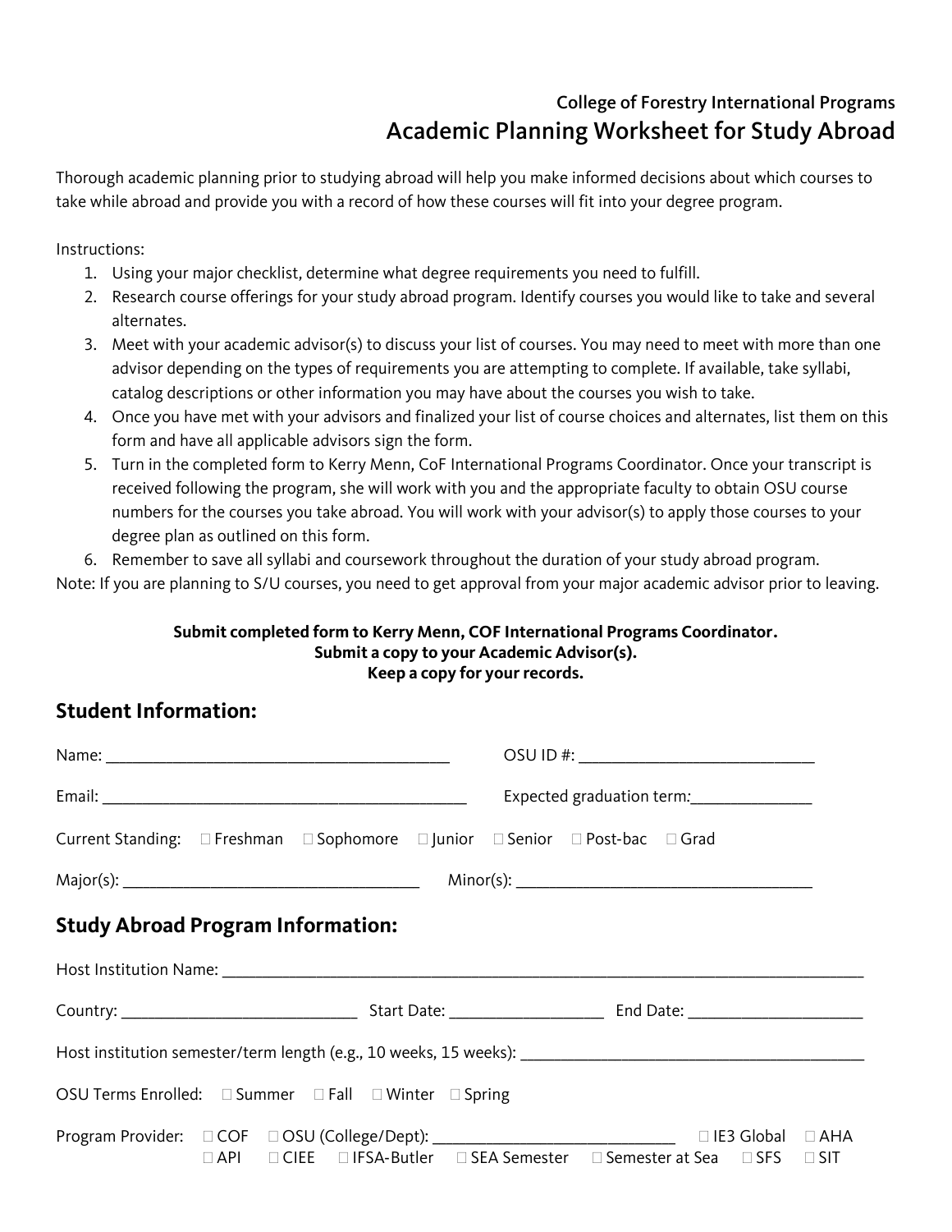College of Forestry International Programs

# Academic Planning Worksheet for Study Abroad

Thorough academic planning prior to studying abroad will help you make informed decisions about which courses to take while abroad and provide you with a record of how these courses will fit into your degree program.

Instructions:

1. Using your major checklist, determine what degree requirements you need to fulfill.
2. Research course offerings for your study abroad program. Identify courses you would like to take and several alternates.
3. Meet with your academic advisor(s) to discuss your list of courses. You may need to meet with more than one advisor depending on the types of requirements you are attempting to complete. If available, take syllabi, catalog descriptions or other information you may have about the courses you wish to take.
4. Once you have met with your advisors and finalized your list of course choices and alternates, list them on this form and have all applicable advisors sign the form.
5. Turn in the completed form to Kerry Menn, CoF International Programs Coordinator. Once your transcript is received following the program, she will work with you and the appropriate faculty to obtain OSU course numbers for the courses you take abroad. You will work with your advisor(s) to apply those courses to your degree plan as outlined on this form.
6. Remember to save all syllabi and coursework throughout the duration of your study abroad program.

Note: If you are planning to S/U courses, you need to get approval from your major academic advisor prior to leaving.

**Submit completed form to Kerry Menn, COF International Programs Coordinator.**
**Submit a copy to your Academic Advisor(s).**
**Keep a copy for your records.**

## Student Information:

Name: ________________________________________ OSU ID #: ___________________________

Email: __________________________________________ Expected graduation term:______________

Current Standing: ☐ Freshman ☐ Sophomore ☐ Junior ☐ Senior ☐ Post-bac ☐ Grad

Major(s): _________________________________ Minor(s): _________________________________

## Study Abroad Program Information:

Host Institution Name: ___________________________________________________________________________

Country: ___________________________ Start Date: _________________ End Date: ____________________

Host institution semester/term length (e.g., 10 weeks, 15 weeks): ________________________________________

OSU Terms Enrolled: ☐ Summer ☐ Fall ☐ Winter ☐ Spring

Program Provider: ☐ COF ☐ OSU (College/Dept): ___________________________ ☐ IE3 Global ☐ AHA ☐ API ☐ CIEE ☐ IFSA-Butler ☐ SEA Semester ☐ Semester at Sea ☐ SFS ☐ SIT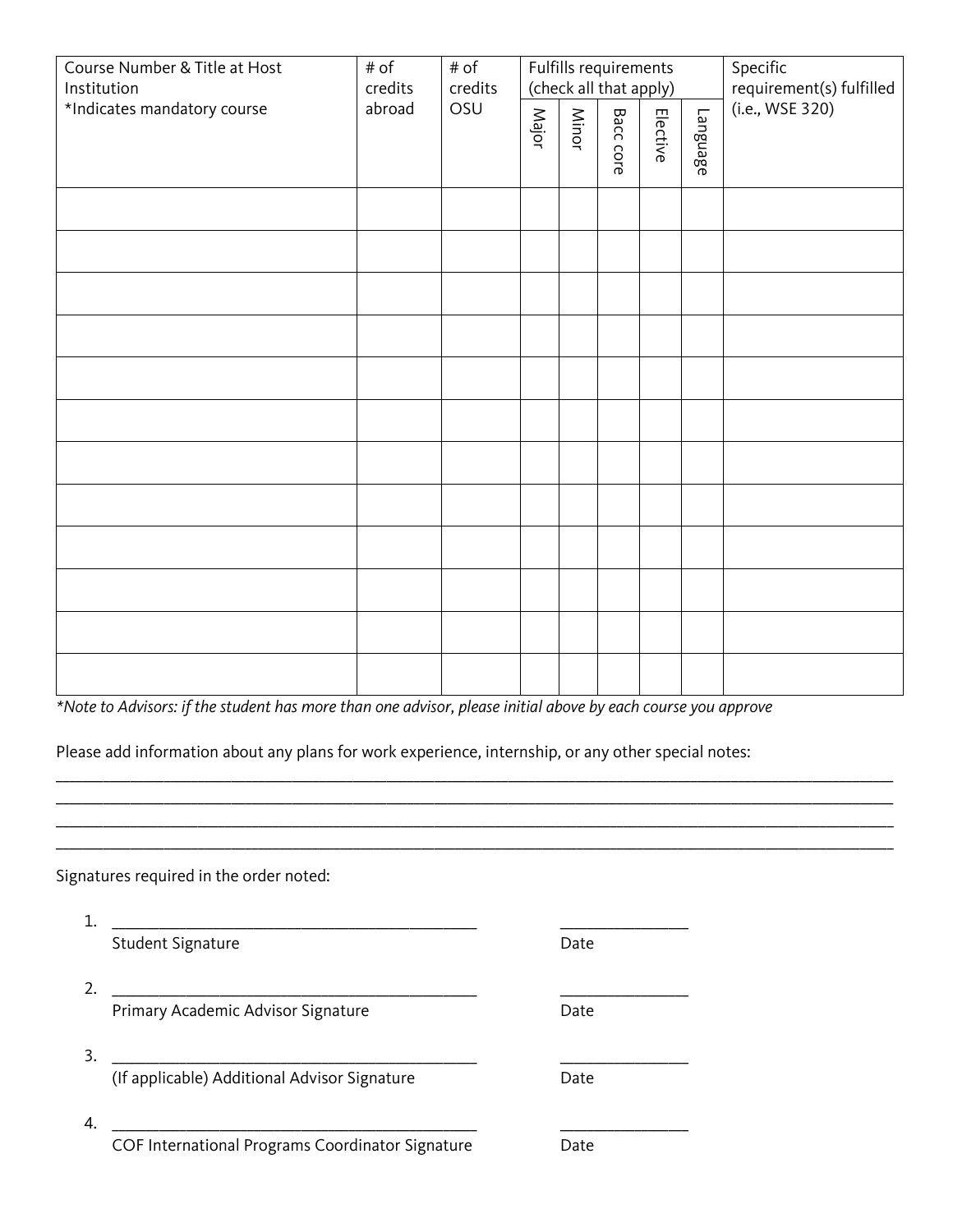| Course Number & Title at Host Institution *Indicates mandatory course | # of credits abroad | # of credits OSU | Fulfills requirements (check all that apply) | | | | | Specific requirement(s) fulfilled (i.e., WSE 320) |
|---|---|---|---|---|---|---|---|---|
| | | | Major | Minor | Bacc core | Elective | Language | |
| | | | | | | | | |
| | | | | | | | | |
| | | | | | | | | |
| | | | | | | | | |
| | | | | | | | | |
| | | | | | | | | |
| | | | | | | | | |
| | | | | | | | | |
| | | | | | | | | |
| | | | | | | | | |
| | | | | | | | | |
| | | | | | | | | |

*\*Note to Advisors: if the student has more than one advisor, please initial above by each course you approve*

Please add information about any plans for work experience, internship, or any other special notes:

______________________________________________________________________________________________
______________________________________________________________________________________________
______________________________________________________________________________________________
______________________________________________________________________________________________

Signatures required in the order noted:

1. ________________________________________ ______________
   Student Signature Date

2. ________________________________________ ______________
   Primary Academic Advisor Signature Date

3. ________________________________________ ______________
   (If applicable) Additional Advisor Signature Date

4. ________________________________________ ______________
   COF International Programs Coordinator Signature Date